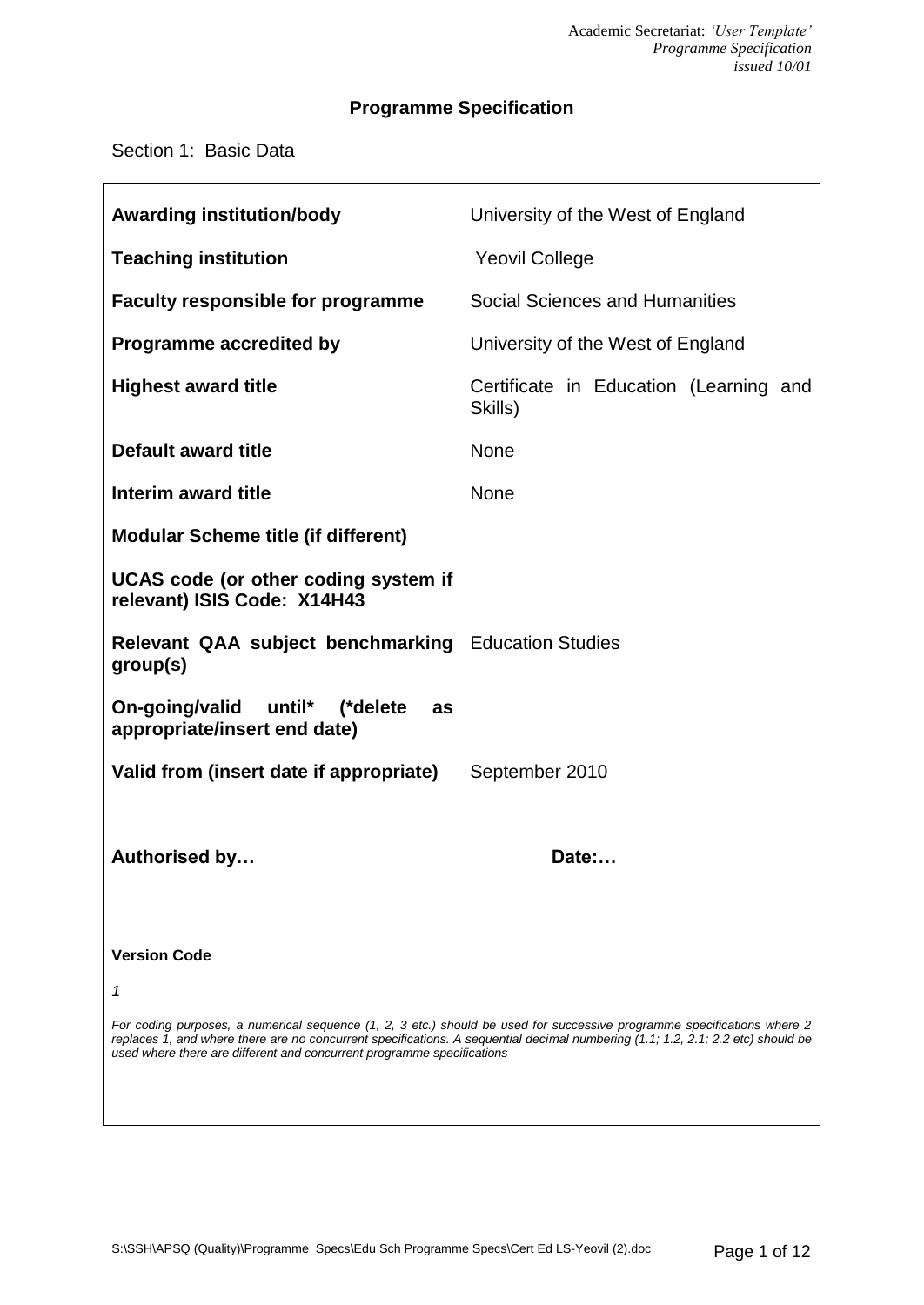## Programme Specification

Section 1: Basic Data

| | |
|---|---|
| **Awarding institution/body** | University of the West of England |
| **Teaching institution** | Yeovil College |
| **Faculty responsible for programme** | Social Sciences and Humanities |
| **Programme accredited by** | University of the West of England |
| **Highest award title** | Certificate in Education (Learning and Skills) |
| **Default award title** | None |
| **Interim award title** | None |
| **Modular Scheme title (if different)** | |
| **UCAS code (or other coding system if relevant) ISIS Code: X14H43** | |
| **Relevant QAA subject benchmarking group(s)** | Education Studies |
| **On-going/valid until* (*delete as appropriate/insert end date)** | |
| **Valid from (insert date if appropriate)** | September 2010 |
| **Authorised by…** | **Date:…** |

**Version Code**

*1*

*For coding purposes, a numerical sequence (1, 2, 3 etc.) should be used for successive programme specifications where 2 replaces 1, and where there are no concurrent specifications. A sequential decimal numbering (1.1; 1.2, 2.1; 2.2 etc) should be used where there are different and concurrent programme specifications*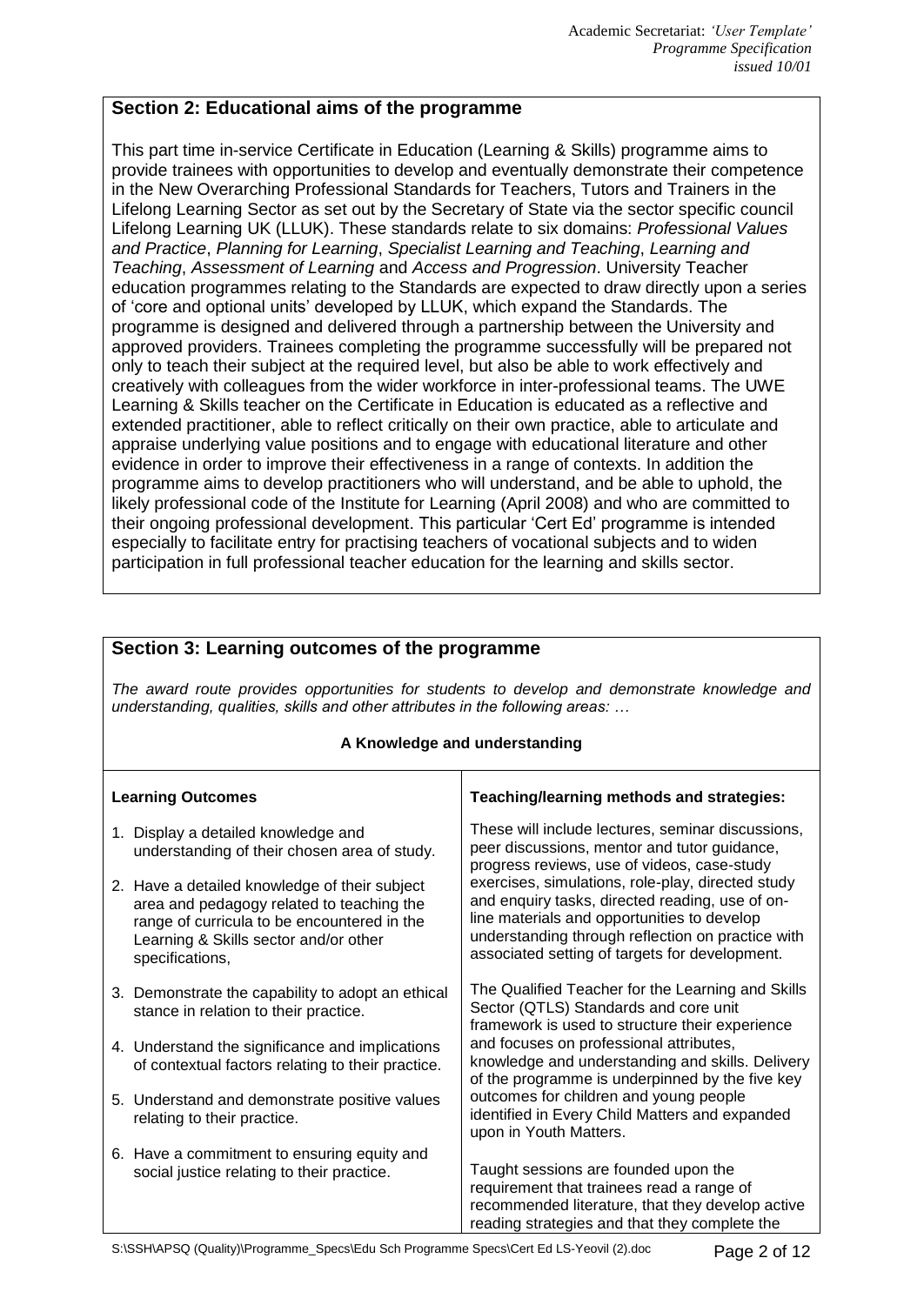## Section 2: Educational aims of the programme

This part time in-service Certificate in Education (Learning & Skills) programme aims to provide trainees with opportunities to develop and eventually demonstrate their competence in the New Overarching Professional Standards for Teachers, Tutors and Trainers in the Lifelong Learning Sector as set out by the Secretary of State via the sector specific council Lifelong Learning UK (LLUK). These standards relate to six domains: *Professional Values and Practice*, *Planning for Learning*, *Specialist Learning and Teaching*, *Learning and Teaching*, *Assessment of Learning* and *Access and Progression*. University Teacher education programmes relating to the Standards are expected to draw directly upon a series of 'core and optional units' developed by LLUK, which expand the Standards. The programme is designed and delivered through a partnership between the University and approved providers. Trainees completing the programme successfully will be prepared not only to teach their subject at the required level, but also be able to work effectively and creatively with colleagues from the wider workforce in inter-professional teams. The UWE Learning & Skills teacher on the Certificate in Education is educated as a reflective and extended practitioner, able to reflect critically on their own practice, able to articulate and appraise underlying value positions and to engage with educational literature and other evidence in order to improve their effectiveness in a range of contexts. In addition the programme aims to develop practitioners who will understand, and be able to uphold, the likely professional code of the Institute for Learning (April 2008) and who are committed to their ongoing professional development. This particular 'Cert Ed' programme is intended especially to facilitate entry for practising teachers of vocational subjects and to widen participation in full professional teacher education for the learning and skills sector.

## Section 3: Learning outcomes of the programme

*The award route provides opportunities for students to develop and demonstrate knowledge and understanding, qualities, skills and other attributes in the following areas: …*

**A Knowledge and understanding**

| **Learning Outcomes** | **Teaching/learning methods and strategies:** |
|---|---|
| 1. Display a detailed knowledge and understanding of their chosen area of study.<br>2. Have a detailed knowledge of their subject area and pedagogy related to teaching the range of curricula to be encountered in the Learning & Skills sector and/or other specifications,<br>3. Demonstrate the capability to adopt an ethical stance in relation to their practice.<br>4. Understand the significance and implications of contextual factors relating to their practice.<br>5. Understand and demonstrate positive values relating to their practice.<br>6. Have a commitment to ensuring equity and social justice relating to their practice. | These will include lectures, seminar discussions, peer discussions, mentor and tutor guidance, progress reviews, use of videos, case-study exercises, simulations, role-play, directed study and enquiry tasks, directed reading, use of on-line materials and opportunities to develop understanding through reflection on practice with associated setting of targets for development.<br><br>The Qualified Teacher for the Learning and Skills Sector (QTLS) Standards and core unit framework is used to structure their experience and focuses on professional attributes, knowledge and understanding and skills. Delivery of the programme is underpinned by the five key outcomes for children and young people identified in Every Child Matters and expanded upon in Youth Matters.<br><br>Taught sessions are founded upon the requirement that trainees read a range of recommended literature, that they develop active reading strategies and that they complete the |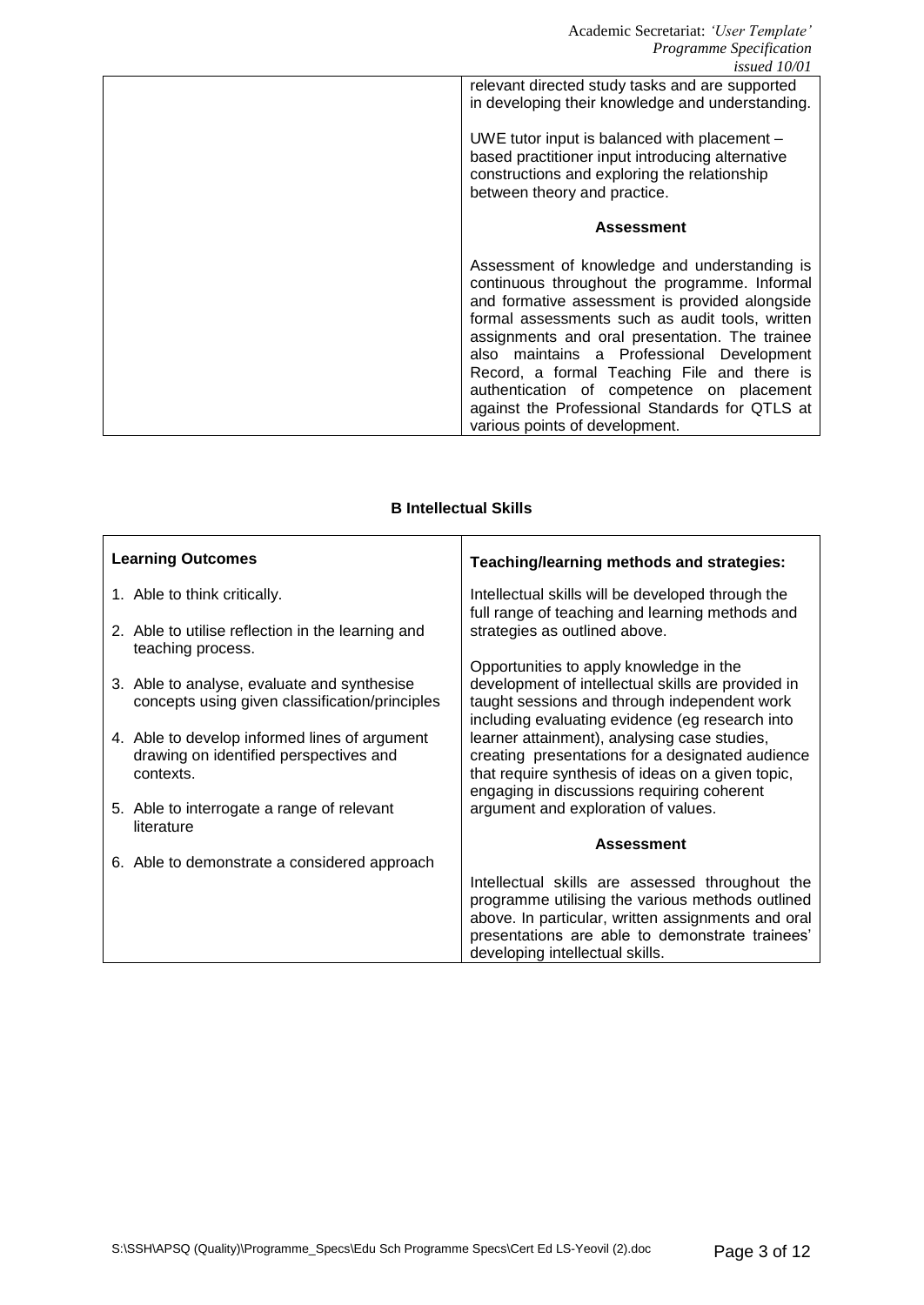| | |
|---|---|
| | relevant directed study tasks and are supported in developing their knowledge and understanding.<br><br>UWE tutor input is balanced with placement – based practitioner input introducing alternative constructions and exploring the relationship between theory and practice.<br><br>**Assessment**<br><br>Assessment of knowledge and understanding is continuous throughout the programme. Informal and formative assessment is provided alongside formal assessments such as audit tools, written assignments and oral presentation. The trainee also maintains a Professional Development Record, a formal Teaching File and there is authentication of competence on placement against the Professional Standards for QTLS at various points of development. |

### B Intellectual Skills

| Learning Outcomes | Teaching/learning methods and strategies: |
|---|---|
| 1. Able to think critically.<br><br>2. Able to utilise reflection in the learning and teaching process.<br><br>3. Able to analyse, evaluate and synthesise concepts using given classification/principles<br><br>4. Able to develop informed lines of argument drawing on identified perspectives and contexts.<br><br>5. Able to interrogate a range of relevant literature<br><br>6. Able to demonstrate a considered approach | Intellectual skills will be developed through the full range of teaching and learning methods and strategies as outlined above.<br><br>Opportunities to apply knowledge in the development of intellectual skills are provided in taught sessions and through independent work including evaluating evidence (eg research into learner attainment), analysing case studies, creating presentations for a designated audience that require synthesis of ideas on a given topic, engaging in discussions requiring coherent argument and exploration of values.<br><br>**Assessment**<br><br>Intellectual skills are assessed throughout the programme utilising the various methods outlined above. In particular, written assignments and oral presentations are able to demonstrate trainees' developing intellectual skills. |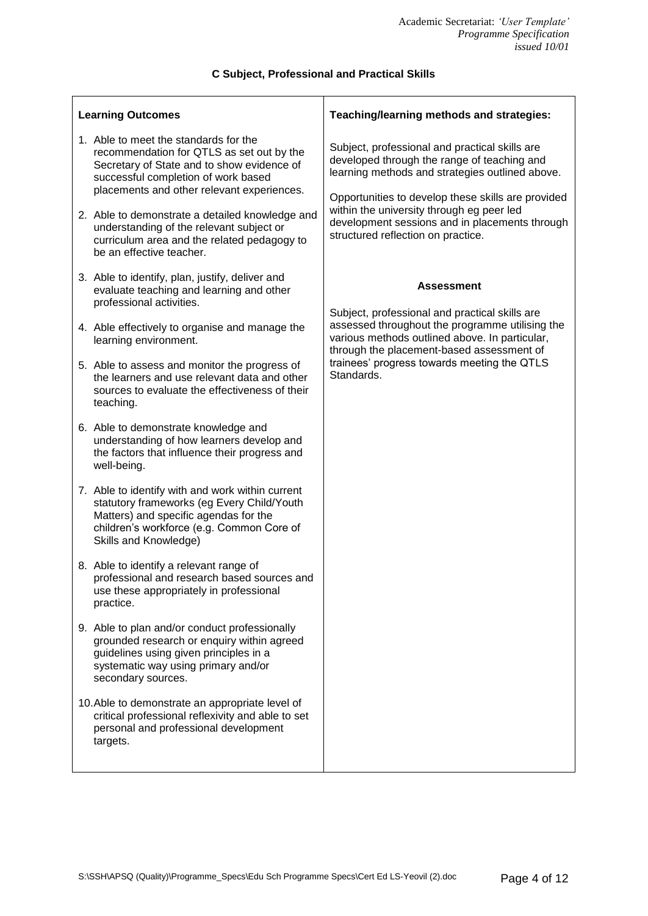### C Subject, Professional and Practical Skills

| Learning Outcomes | Teaching/learning methods and strategies: |
|---|---|
| 1. Able to meet the standards for the recommendation for QTLS as set out by the Secretary of State and to show evidence of successful completion of work based placements and other relevant experiences.<br><br>2. Able to demonstrate a detailed knowledge and understanding of the relevant subject or curriculum area and the related pedagogy to be an effective teacher.<br><br>3. Able to identify, plan, justify, deliver and evaluate teaching and learning and other professional activities.<br><br>4. Able effectively to organise and manage the learning environment.<br><br>5. Able to assess and monitor the progress of the learners and use relevant data and other sources to evaluate the effectiveness of their teaching.<br><br>6. Able to demonstrate knowledge and understanding of how learners develop and the factors that influence their progress and well-being.<br><br>7. Able to identify with and work within current statutory frameworks (eg Every Child/Youth Matters) and specific agendas for the children's workforce (e.g. Common Core of Skills and Knowledge)<br><br>8. Able to identify a relevant range of professional and research based sources and use these appropriately in professional practice.<br><br>9. Able to plan and/or conduct professionally grounded research or enquiry within agreed guidelines using given principles in a systematic way using primary and/or secondary sources.<br><br>10. Able to demonstrate an appropriate level of critical professional reflexivity and able to set personal and professional development targets. | Subject, professional and practical skills are developed through the range of teaching and learning methods and strategies outlined above.<br><br>Opportunities to develop these skills are provided within the university through eg peer led development sessions and in placements through structured reflection on practice.<br><br>**Assessment**<br><br>Subject, professional and practical skills are assessed throughout the programme utilising the various methods outlined above. In particular, through the placement-based assessment of trainees' progress towards meeting the QTLS Standards. |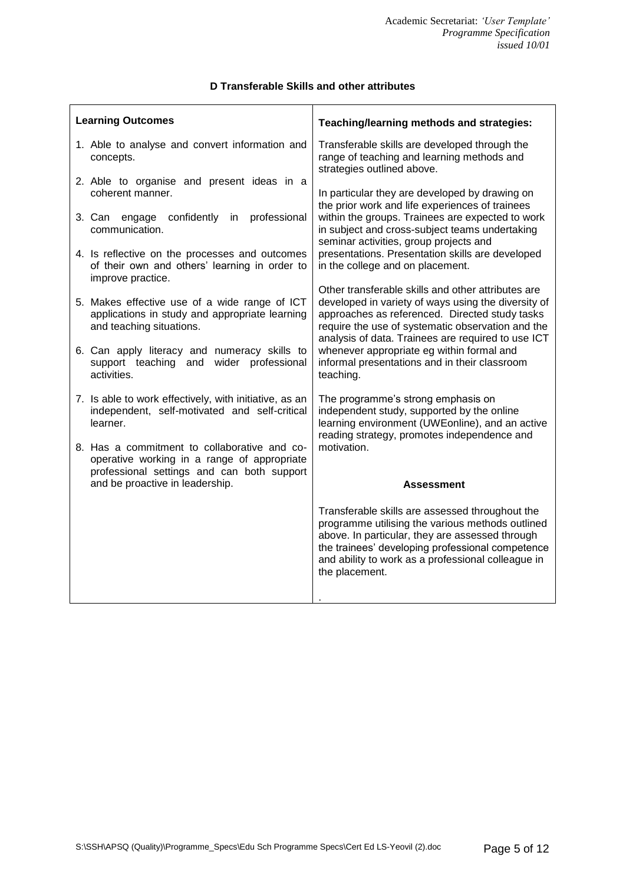### D Transferable Skills and other attributes

| Learning Outcomes | Teaching/learning methods and strategies: |
|---|---|
| 1. Able to analyse and convert information and concepts.<br><br>2. Able to organise and present ideas in a coherent manner.<br><br>3. Can engage confidently in professional communication.<br><br>4. Is reflective on the processes and outcomes of their own and others' learning in order to improve practice.<br><br>5. Makes effective use of a wide range of ICT applications in study and appropriate learning and teaching situations.<br><br>6. Can apply literacy and numeracy skills to support teaching and wider professional activities.<br><br>7. Is able to work effectively, with initiative, as an independent, self-motivated and self-critical learner.<br><br>8. Has a commitment to collaborative and co-operative working in a range of appropriate professional settings and can both support and be proactive in leadership. | Transferable skills are developed through the range of teaching and learning methods and strategies outlined above.<br><br>In particular they are developed by drawing on the prior work and life experiences of trainees within the groups. Trainees are expected to work in subject and cross-subject teams undertaking seminar activities, group projects and presentations. Presentation skills are developed in the college and on placement.<br><br>Other transferable skills and other attributes are developed in variety of ways using the diversity of approaches as referenced. Directed study tasks require the use of systematic observation and the analysis of data. Trainees are required to use ICT whenever appropriate eg within formal and informal presentations and in their classroom teaching.<br><br>The programme's strong emphasis on independent study, supported by the online learning environment (UWEonline), and an active reading strategy, promotes independence and motivation.<br><br>**Assessment**<br><br>Transferable skills are assessed throughout the programme utilising the various methods outlined above. In particular, they are assessed through the trainees' developing professional competence and ability to work as a professional colleague in the placement.<br><br>. |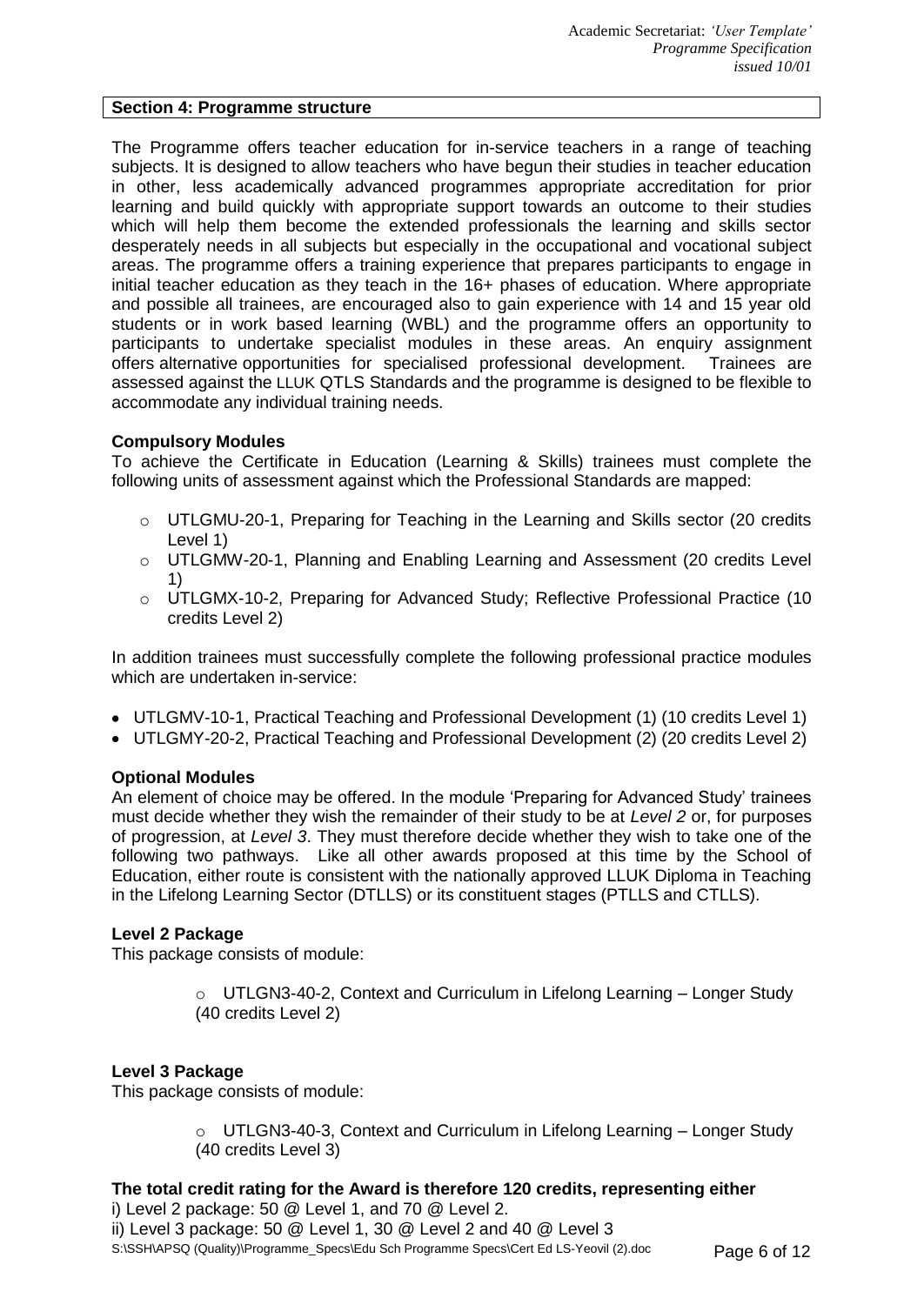## Section 4: Programme structure

The Programme offers teacher education for in-service teachers in a range of teaching subjects. It is designed to allow teachers who have begun their studies in teacher education in other, less academically advanced programmes appropriate accreditation for prior learning and build quickly with appropriate support towards an outcome to their studies which will help them become the extended professionals the learning and skills sector desperately needs in all subjects but especially in the occupational and vocational subject areas. The programme offers a training experience that prepares participants to engage in initial teacher education as they teach in the 16+ phases of education. Where appropriate and possible all trainees, are encouraged also to gain experience with 14 and 15 year old students or in work based learning (WBL) and the programme offers an opportunity to participants to undertake specialist modules in these areas. An enquiry assignment offers alternative opportunities for specialised professional development. Trainees are assessed against the LLUK QTLS Standards and the programme is designed to be flexible to accommodate any individual training needs.

### Compulsory Modules

To achieve the Certificate in Education (Learning & Skills) trainees must complete the following units of assessment against which the Professional Standards are mapped:

- UTLGMU-20-1, Preparing for Teaching in the Learning and Skills sector (20 credits Level 1)
- UTLGMW-20-1, Planning and Enabling Learning and Assessment (20 credits Level 1)
- UTLGMX-10-2, Preparing for Advanced Study; Reflective Professional Practice (10 credits Level 2)

In addition trainees must successfully complete the following professional practice modules which are undertaken in-service:

- UTLGMV-10-1, Practical Teaching and Professional Development (1) (10 credits Level 1)
- UTLGMY-20-2, Practical Teaching and Professional Development (2) (20 credits Level 2)

### Optional Modules

An element of choice may be offered. In the module 'Preparing for Advanced Study' trainees must decide whether they wish the remainder of their study to be at *Level 2* or, for purposes of progression, at *Level 3*. They must therefore decide whether they wish to take one of the following two pathways. Like all other awards proposed at this time by the School of Education, either route is consistent with the nationally approved LLUK Diploma in Teaching in the Lifelong Learning Sector (DTLLS) or its constituent stages (PTLLS and CTLLS).

### Level 2 Package

This package consists of module:

- UTLGN3-40-2, Context and Curriculum in Lifelong Learning – Longer Study (40 credits Level 2)

### Level 3 Package

This package consists of module:

- UTLGN3-40-3, Context and Curriculum in Lifelong Learning – Longer Study (40 credits Level 3)

**The total credit rating for the Award is therefore 120 credits, representing either**

i) Level 2 package: 50 @ Level 1, and 70 @ Level 2.
ii) Level 3 package: 50 @ Level 1, 30 @ Level 2 and 40 @ Level 3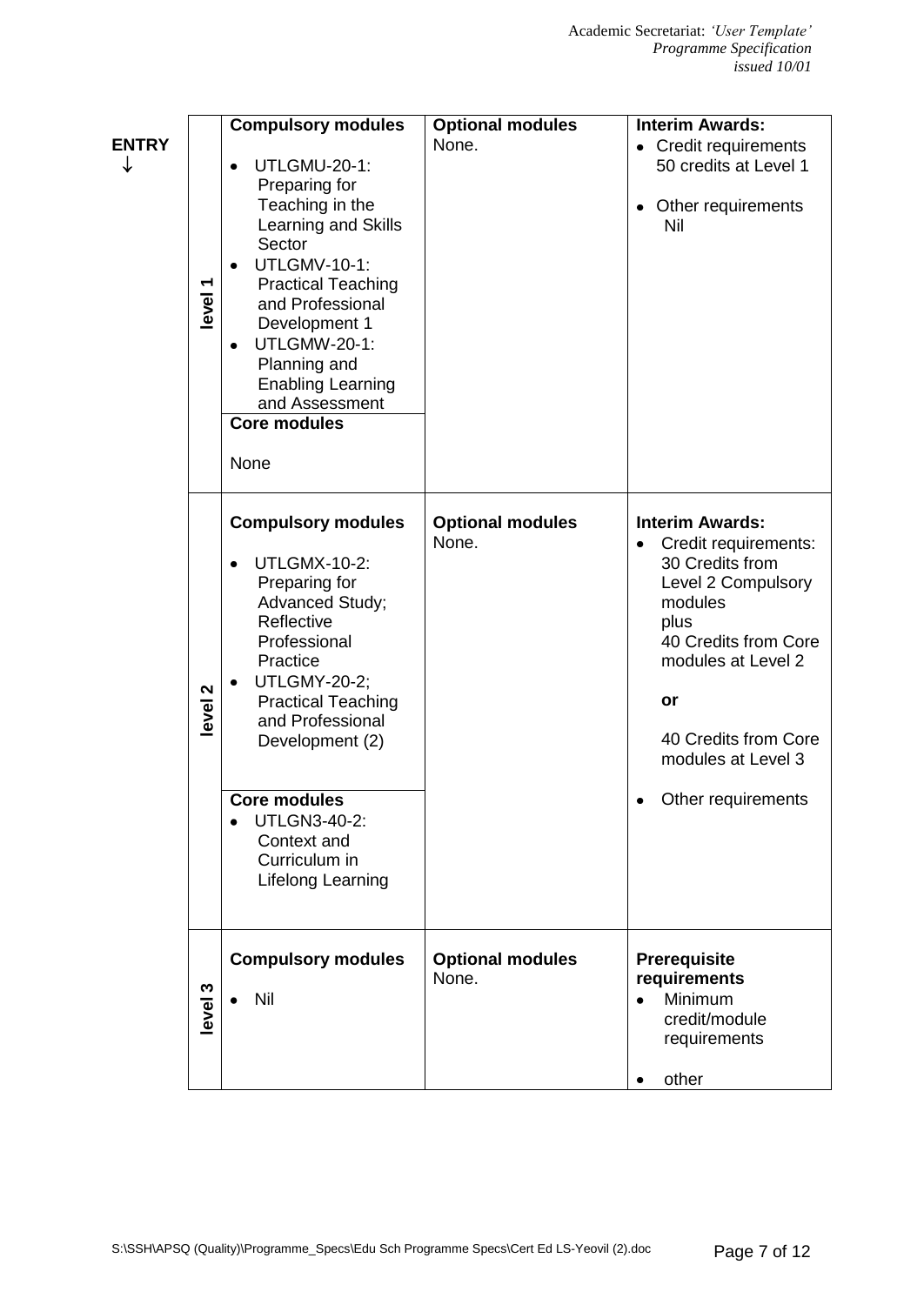**ENTRY**
↓

| | Compulsory modules | Optional modules | Interim Awards / Requirements |
|---|---|---|---|
| **level 1** | **Compulsory modules**<br>• UTLGMU-20-1: Preparing for Teaching in the Learning and Skills Sector<br>• UTLGMV-10-1: Practical Teaching and Professional Development 1<br>• UTLGMW-20-1: Planning and Enabling Learning and Assessment<br>**Core modules**<br>None | **Optional modules**<br>None. | **Interim Awards:**<br>• Credit requirements 50 credits at Level 1<br>• Other requirements Nil |
| **level 2** | **Compulsory modules**<br>• UTLGMX-10-2: Preparing for Advanced Study; Reflective Professional Practice<br>• UTLGMY-20-2; Practical Teaching and Professional Development (2)<br>**Core modules**<br>• UTLGN3-40-2: Context and Curriculum in Lifelong Learning | **Optional modules**<br>None. | **Interim Awards:**<br>• Credit requirements: 30 Credits from Level 2 Compulsory modules plus 40 Credits from Core modules at Level 2<br>**or**<br>40 Credits from Core modules at Level 3<br>• Other requirements |
| **level 3** | **Compulsory modules**<br>• Nil | **Optional modules**<br>None. | **Prerequisite requirements**<br>• Minimum credit/module requirements<br>• other |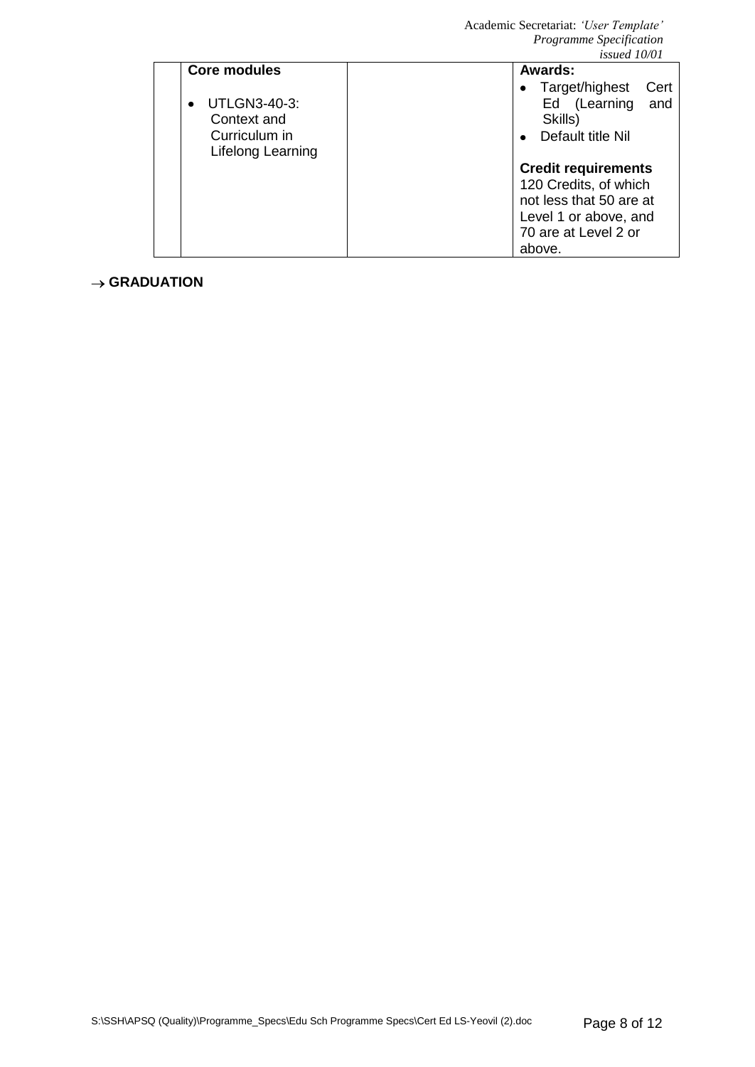| | Core modules<br><br>• UTLGN3-40-3: Context and Curriculum in Lifelong Learning | | Awards:<br>• Target/highest Cert Ed (Learning and Skills)<br>• Default title Nil<br><br>Credit requirements<br>120 Credits, of which not less that 50 are at Level 1 or above, and 70 are at Level 2 or above. |
|---|---|---|---|

→ **GRADUATION**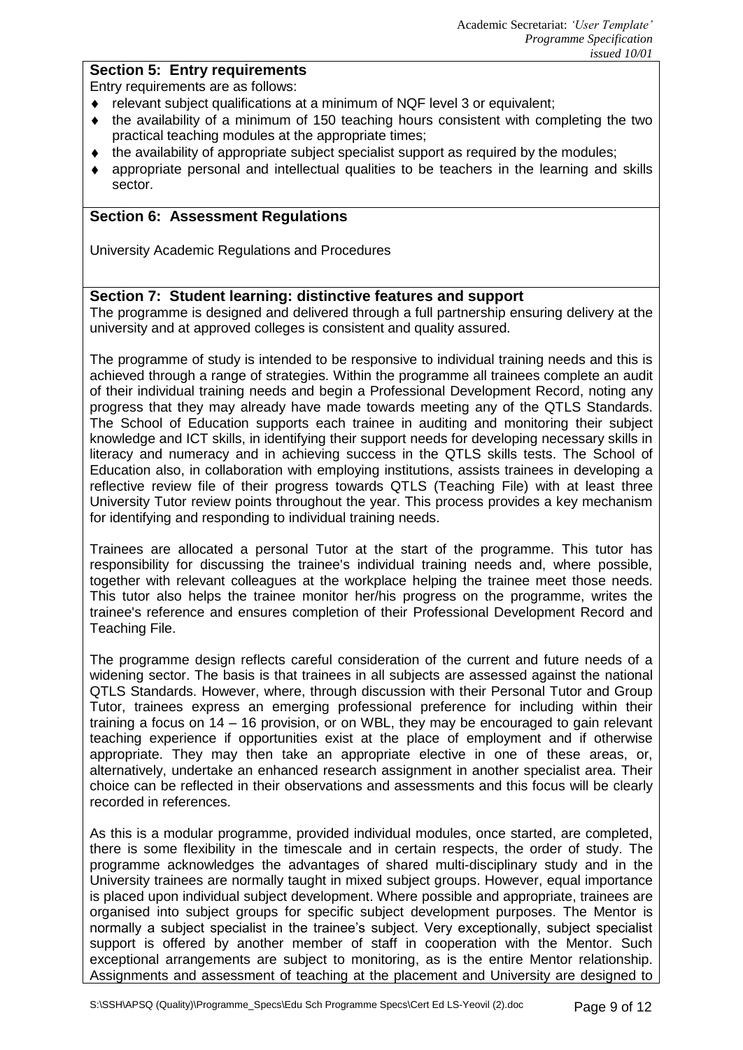## Section 5: Entry requirements

Entry requirements are as follows:

- relevant subject qualifications at a minimum of NQF level 3 or equivalent;
- the availability of a minimum of 150 teaching hours consistent with completing the two practical teaching modules at the appropriate times;
- the availability of appropriate subject specialist support as required by the modules;
- appropriate personal and intellectual qualities to be teachers in the learning and skills sector.

## Section 6: Assessment Regulations

University Academic Regulations and Procedures

## Section 7: Student learning: distinctive features and support

The programme is designed and delivered through a full partnership ensuring delivery at the university and at approved colleges is consistent and quality assured.

The programme of study is intended to be responsive to individual training needs and this is achieved through a range of strategies. Within the programme all trainees complete an audit of their individual training needs and begin a Professional Development Record, noting any progress that they may already have made towards meeting any of the QTLS Standards. The School of Education supports each trainee in auditing and monitoring their subject knowledge and ICT skills, in identifying their support needs for developing necessary skills in literacy and numeracy and in achieving success in the QTLS skills tests. The School of Education also, in collaboration with employing institutions, assists trainees in developing a reflective review file of their progress towards QTLS (Teaching File) with at least three University Tutor review points throughout the year. This process provides a key mechanism for identifying and responding to individual training needs.

Trainees are allocated a personal Tutor at the start of the programme. This tutor has responsibility for discussing the trainee's individual training needs and, where possible, together with relevant colleagues at the workplace helping the trainee meet those needs. This tutor also helps the trainee monitor her/his progress on the programme, writes the trainee's reference and ensures completion of their Professional Development Record and Teaching File.

The programme design reflects careful consideration of the current and future needs of a widening sector. The basis is that trainees in all subjects are assessed against the national QTLS Standards. However, where, through discussion with their Personal Tutor and Group Tutor, trainees express an emerging professional preference for including within their training a focus on 14 – 16 provision, or on WBL, they may be encouraged to gain relevant teaching experience if opportunities exist at the place of employment and if otherwise appropriate. They may then take an appropriate elective in one of these areas, or, alternatively, undertake an enhanced research assignment in another specialist area. Their choice can be reflected in their observations and assessments and this focus will be clearly recorded in references.

As this is a modular programme, provided individual modules, once started, are completed, there is some flexibility in the timescale and in certain respects, the order of study. The programme acknowledges the advantages of shared multi-disciplinary study and in the University trainees are normally taught in mixed subject groups. However, equal importance is placed upon individual subject development. Where possible and appropriate, trainees are organised into subject groups for specific subject development purposes. The Mentor is normally a subject specialist in the trainee's subject. Very exceptionally, subject specialist support is offered by another member of staff in cooperation with the Mentor. Such exceptional arrangements are subject to monitoring, as is the entire Mentor relationship. Assignments and assessment of teaching at the placement and University are designed to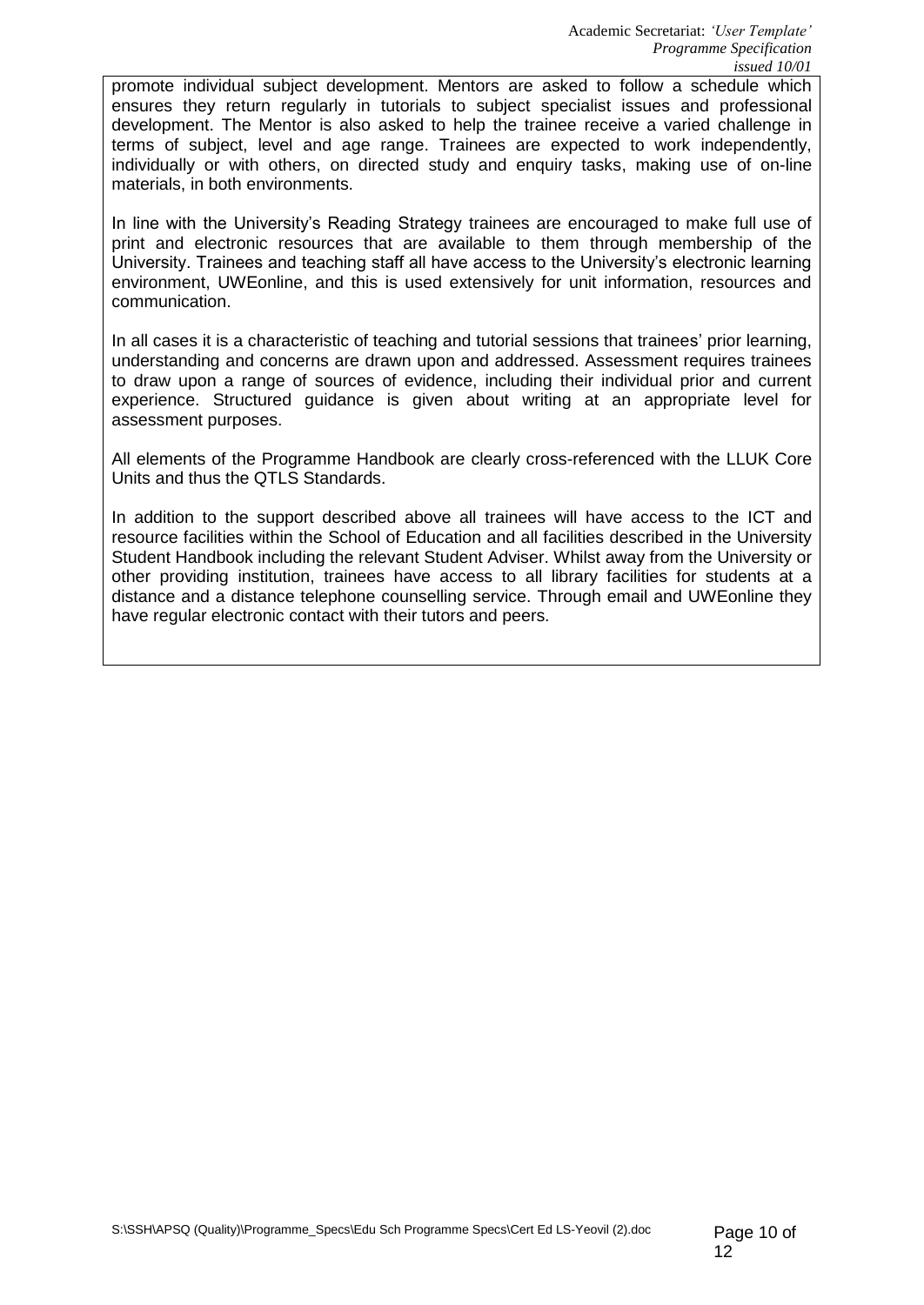promote individual subject development. Mentors are asked to follow a schedule which ensures they return regularly in tutorials to subject specialist issues and professional development. The Mentor is also asked to help the trainee receive a varied challenge in terms of subject, level and age range. Trainees are expected to work independently, individually or with others, on directed study and enquiry tasks, making use of on-line materials, in both environments.

In line with the University's Reading Strategy trainees are encouraged to make full use of print and electronic resources that are available to them through membership of the University. Trainees and teaching staff all have access to the University's electronic learning environment, UWEonline, and this is used extensively for unit information, resources and communication.

In all cases it is a characteristic of teaching and tutorial sessions that trainees' prior learning, understanding and concerns are drawn upon and addressed. Assessment requires trainees to draw upon a range of sources of evidence, including their individual prior and current experience. Structured guidance is given about writing at an appropriate level for assessment purposes.

All elements of the Programme Handbook are clearly cross-referenced with the LLUK Core Units and thus the QTLS Standards.

In addition to the support described above all trainees will have access to the ICT and resource facilities within the School of Education and all facilities described in the University Student Handbook including the relevant Student Adviser. Whilst away from the University or other providing institution, trainees have access to all library facilities for students at a distance and a distance telephone counselling service. Through email and UWEonline they have regular electronic contact with their tutors and peers.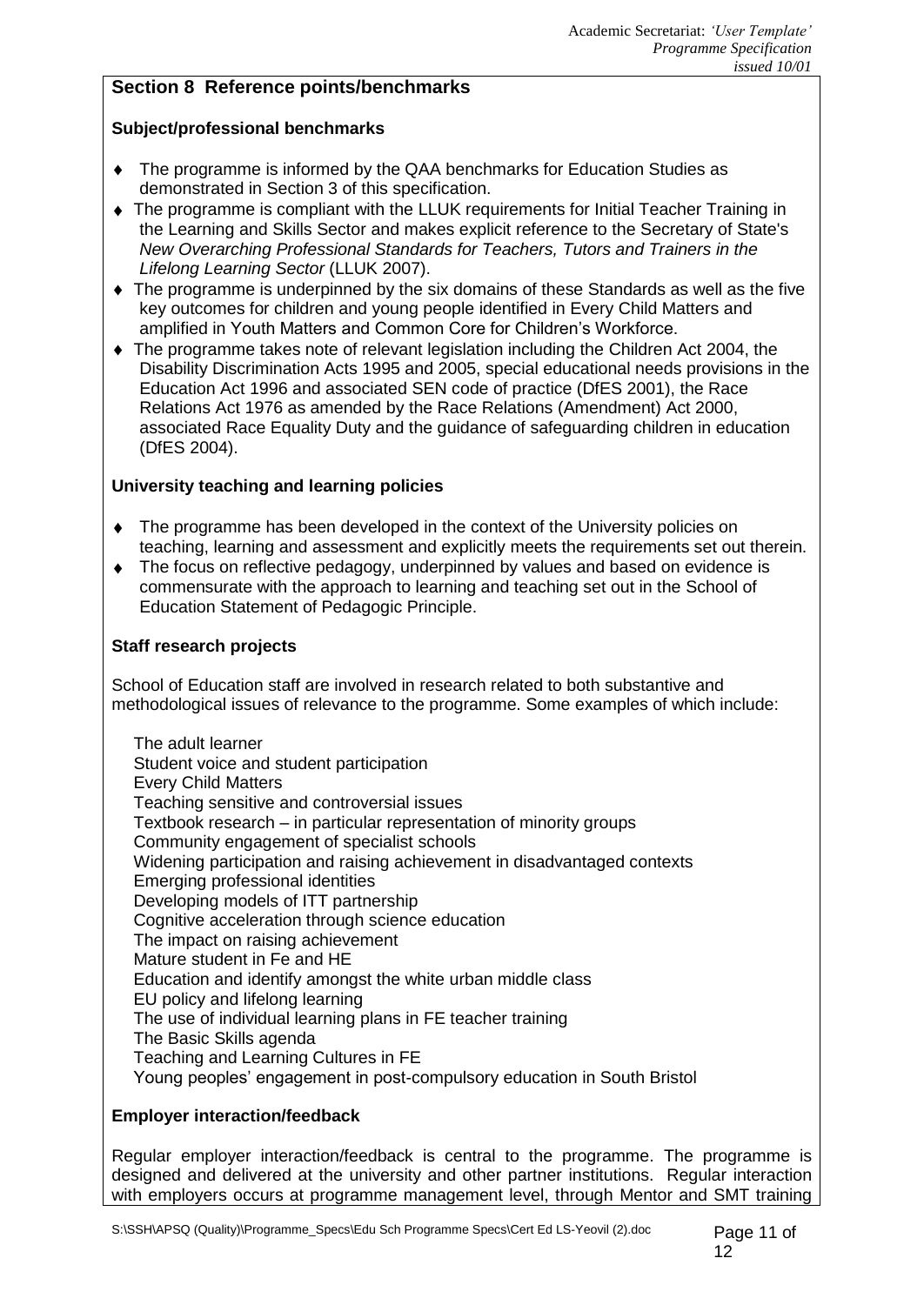## Section 8 Reference points/benchmarks

### Subject/professional benchmarks

- The programme is informed by the QAA benchmarks for Education Studies as demonstrated in Section 3 of this specification.
- The programme is compliant with the LLUK requirements for Initial Teacher Training in the Learning and Skills Sector and makes explicit reference to the Secretary of State's *New Overarching Professional Standards for Teachers, Tutors and Trainers in the Lifelong Learning Sector* (LLUK 2007).
- The programme is underpinned by the six domains of these Standards as well as the five key outcomes for children and young people identified in Every Child Matters and amplified in Youth Matters and Common Core for Children's Workforce.
- The programme takes note of relevant legislation including the Children Act 2004, the Disability Discrimination Acts 1995 and 2005, special educational needs provisions in the Education Act 1996 and associated SEN code of practice (DfES 2001), the Race Relations Act 1976 as amended by the Race Relations (Amendment) Act 2000, associated Race Equality Duty and the guidance of safeguarding children in education (DfES 2004).

### University teaching and learning policies

- The programme has been developed in the context of the University policies on teaching, learning and assessment and explicitly meets the requirements set out therein.
- The focus on reflective pedagogy, underpinned by values and based on evidence is commensurate with the approach to learning and teaching set out in the School of Education Statement of Pedagogic Principle.

### Staff research projects

School of Education staff are involved in research related to both substantive and methodological issues of relevance to the programme. Some examples of which include:

The adult learner
Student voice and student participation
Every Child Matters
Teaching sensitive and controversial issues
Textbook research – in particular representation of minority groups
Community engagement of specialist schools
Widening participation and raising achievement in disadvantaged contexts
Emerging professional identities
Developing models of ITT partnership
Cognitive acceleration through science education
The impact on raising achievement
Mature student in Fe and HE
Education and identify amongst the white urban middle class
EU policy and lifelong learning
The use of individual learning plans in FE teacher training
The Basic Skills agenda
Teaching and Learning Cultures in FE
Young peoples' engagement in post-compulsory education in South Bristol

### Employer interaction/feedback

Regular employer interaction/feedback is central to the programme. The programme is designed and delivered at the university and other partner institutions. Regular interaction with employers occurs at programme management level, through Mentor and SMT training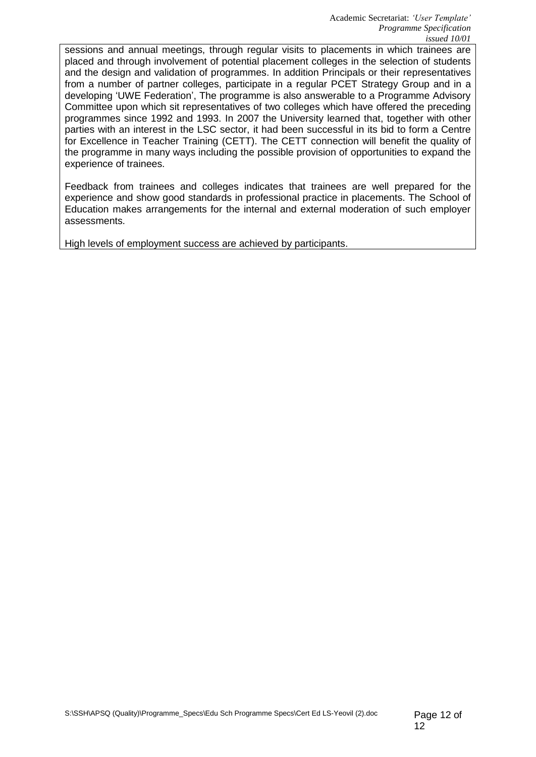sessions and annual meetings, through regular visits to placements in which trainees are placed and through involvement of potential placement colleges in the selection of students and the design and validation of programmes. In addition Principals or their representatives from a number of partner colleges, participate in a regular PCET Strategy Group and in a developing 'UWE Federation', The programme is also answerable to a Programme Advisory Committee upon which sit representatives of two colleges which have offered the preceding programmes since 1992 and 1993. In 2007 the University learned that, together with other parties with an interest in the LSC sector, it had been successful in its bid to form a Centre for Excellence in Teacher Training (CETT). The CETT connection will benefit the quality of the programme in many ways including the possible provision of opportunities to expand the experience of trainees.

Feedback from trainees and colleges indicates that trainees are well prepared for the experience and show good standards in professional practice in placements. The School of Education makes arrangements for the internal and external moderation of such employer assessments.

High levels of employment success are achieved by participants.